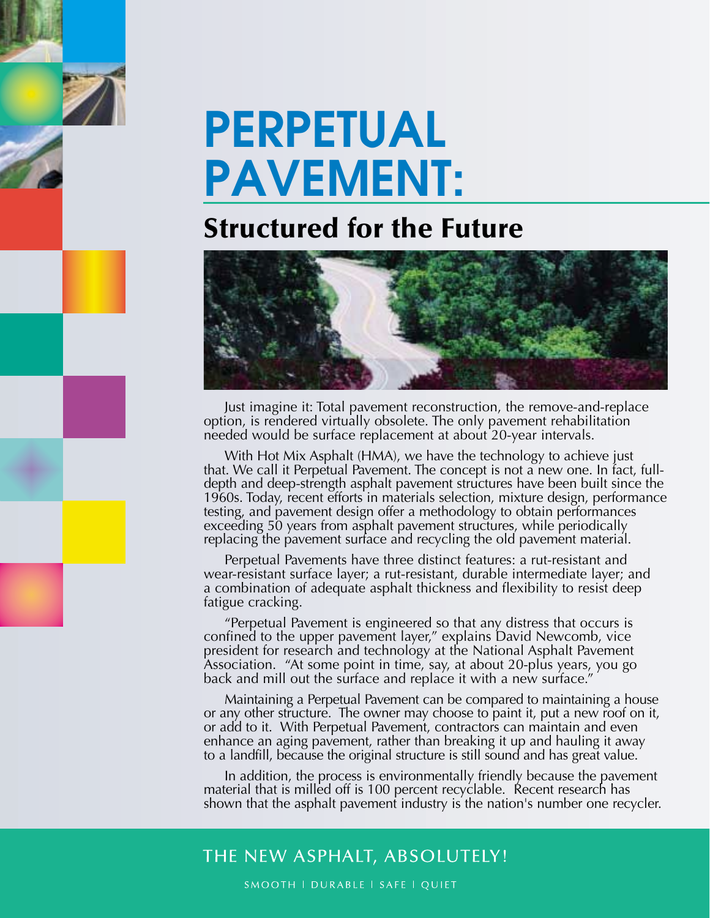# PERPETUAL PAVEMENT:

## Structured for the Future

Just imagine it: Total pavement reconstruction, the remove-and-replace option, is rendered virtually obsolete. The only pavement rehabilitation needed would be surface replacement at about 20-year intervals.

With Hot Mix Asphalt (HMA), we have the technology to achieve just that. We call it Perpetual Pavement. The concept is not a new one. In fact, full-depth and deep-strength asphalt pavement structures have been built since the 1960s. Today, recent efforts in materials selection, mixture design, performance testing, and pavement design offer a methodology to obtain performances exceeding 50 years from asphalt pavement structures, while periodically replacing the pavement surface and recycling the old pavement material.

Perpetual Pavements have three distinct features: a rut-resistant and wear-resistant surface layer; a rut-resistant, durable intermediate layer; and a combination of adequate asphalt thickness and flexibility to resist deep fatigue cracking.

"Perpetual Pavement is engineered so that any distress that occurs is confined to the upper pavement layer," explains David Newcomb, vice president for research and technology at the National Asphalt Pavement Association. "At some point in time, say, at about 20-plus years, you go back and mill out the surface and replace it with a new surface."

Maintaining a Perpetual Pavement can be compared to maintaining a house or any other structure. The owner may choose to paint it, put a new roof on it, or add to it. With Perpetual Pavement, contractors can maintain and even enhance an aging pavement, rather than breaking it up and hauling it away to a landfill, because the original structure is still sound and has great value.

In addition, the process is environmentally friendly because the pavement material that is milled off is 100 percent recyclable. Recent research has shown that the asphalt pavement industry is the nation's number one recycler.

THE NEW ASPHALT, ABSOLUTELY!

SMOOTH | DURABLE | SAFE | QUIET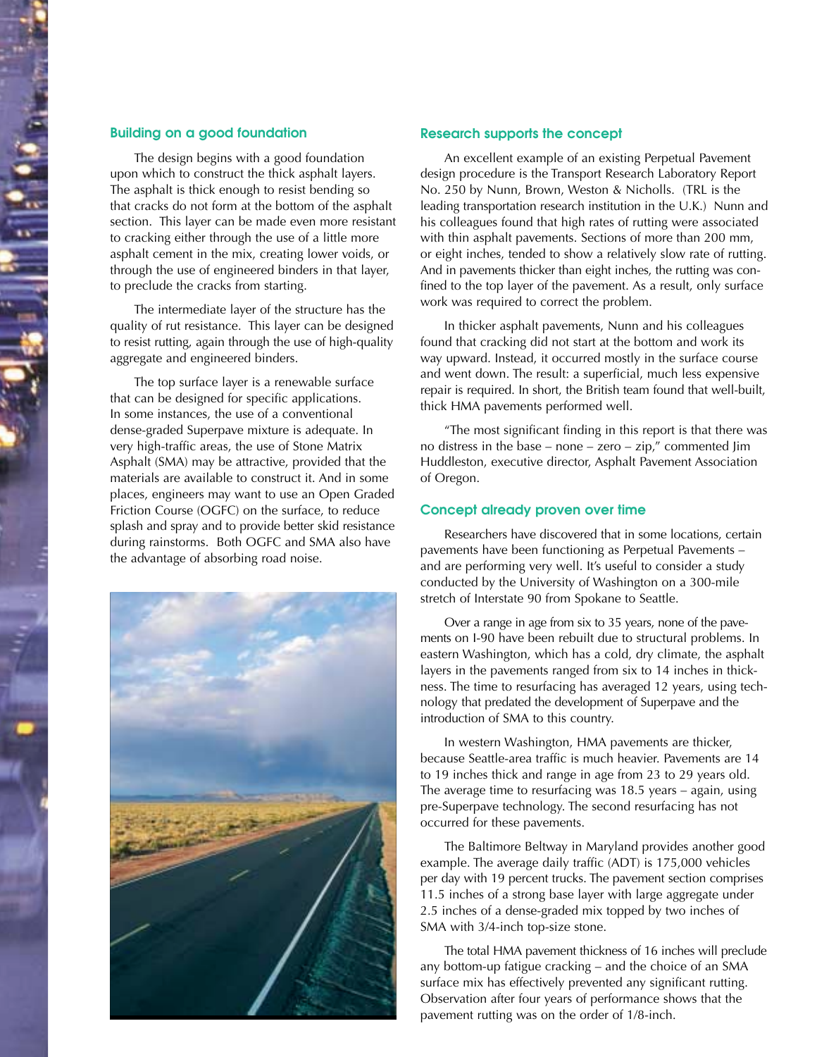## Building on a good foundation

The design begins with a good foundation upon which to construct the thick asphalt layers. The asphalt is thick enough to resist bending so that cracks do not form at the bottom of the asphalt section. This layer can be made even more resistant to cracking either through the use of a little more asphalt cement in the mix, creating lower voids, or through the use of engineered binders in that layer, to preclude the cracks from starting.

The intermediate layer of the structure has the quality of rut resistance. This layer can be designed to resist rutting, again through the use of high-quality aggregate and engineered binders.

The top surface layer is a renewable surface that can be designed for specific applications. In some instances, the use of a conventional dense-graded Superpave mixture is adequate. In very high-traffic areas, the use of Stone Matrix Asphalt (SMA) may be attractive, provided that the materials are available to construct it. And in some places, engineers may want to use an Open Graded Friction Course (OGFC) on the surface, to reduce splash and spray and to provide better skid resistance during rainstorms. Both OGFC and SMA also have the advantage of absorbing road noise.

## Research supports the concept

An excellent example of an existing Perpetual Pavement design procedure is the Transport Research Laboratory Report No. 250 by Nunn, Brown, Weston & Nicholls. (TRL is the leading transportation research institution in the U.K.) Nunn and his colleagues found that high rates of rutting were associated with thin asphalt pavements. Sections of more than 200 mm, or eight inches, tended to show a relatively slow rate of rutting. And in pavements thicker than eight inches, the rutting was confined to the top layer of the pavement. As a result, only surface work was required to correct the problem.

In thicker asphalt pavements, Nunn and his colleagues found that cracking did not start at the bottom and work its way upward. Instead, it occurred mostly in the surface course and went down. The result: a superficial, much less expensive repair is required. In short, the British team found that well-built, thick HMA pavements performed well.

"The most significant finding in this report is that there was no distress in the base – none – zero – zip," commented Jim Huddleston, executive director, Asphalt Pavement Association of Oregon.

## Concept already proven over time

Researchers have discovered that in some locations, certain pavements have been functioning as Perpetual Pavements – and are performing very well. It's useful to consider a study conducted by the University of Washington on a 300-mile stretch of Interstate 90 from Spokane to Seattle.

Over a range in age from six to 35 years, none of the pavements on I-90 have been rebuilt due to structural problems. In eastern Washington, which has a cold, dry climate, the asphalt layers in the pavements ranged from six to 14 inches in thickness. The time to resurfacing has averaged 12 years, using technology that predated the development of Superpave and the introduction of SMA to this country.

In western Washington, HMA pavements are thicker, because Seattle-area traffic is much heavier. Pavements are 14 to 19 inches thick and range in age from 23 to 29 years old. The average time to resurfacing was 18.5 years – again, using pre-Superpave technology. The second resurfacing has not occurred for these pavements.

The Baltimore Beltway in Maryland provides another good example. The average daily traffic (ADT) is 175,000 vehicles per day with 19 percent trucks. The pavement section comprises 11.5 inches of a strong base layer with large aggregate under 2.5 inches of a dense-graded mix topped by two inches of SMA with 3/4-inch top-size stone.

The total HMA pavement thickness of 16 inches will preclude any bottom-up fatigue cracking – and the choice of an SMA surface mix has effectively prevented any significant rutting. Observation after four years of performance shows that the pavement rutting was on the order of 1/8-inch.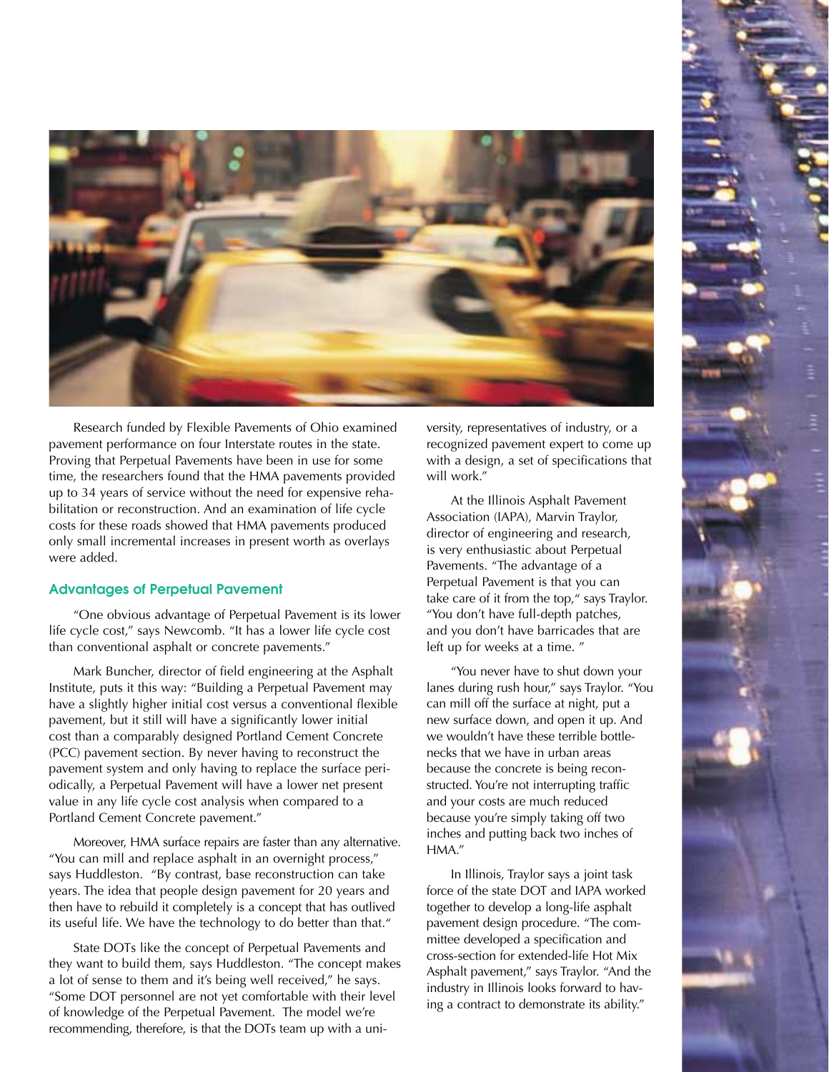Research funded by Flexible Pavements of Ohio examined pavement performance on four Interstate routes in the state. Proving that Perpetual Pavements have been in use for some time, the researchers found that the HMA pavements provided up to 34 years of service without the need for expensive rehabilitation or reconstruction. And an examination of life cycle costs for these roads showed that HMA pavements produced only small incremental increases in present worth as overlays were added.

## Advantages of Perpetual Pavement

"One obvious advantage of Perpetual Pavement is its lower life cycle cost," says Newcomb. "It has a lower life cycle cost than conventional asphalt or concrete pavements."

Mark Buncher, director of field engineering at the Asphalt Institute, puts it this way: "Building a Perpetual Pavement may have a slightly higher initial cost versus a conventional flexible pavement, but it still will have a significantly lower initial cost than a comparably designed Portland Cement Concrete (PCC) pavement section. By never having to reconstruct the pavement system and only having to replace the surface periodically, a Perpetual Pavement will have a lower net present value in any life cycle cost analysis when compared to a Portland Cement Concrete pavement."

Moreover, HMA surface repairs are faster than any alternative. "You can mill and replace asphalt in an overnight process," says Huddleston. "By contrast, base reconstruction can take years. The idea that people design pavement for 20 years and then have to rebuild it completely is a concept that has outlived its useful life. We have the technology to do better than that."

State DOTs like the concept of Perpetual Pavements and they want to build them, says Huddleston. "The concept makes a lot of sense to them and it's being well received," he says. "Some DOT personnel are not yet comfortable with their level of knowledge of the Perpetual Pavement. The model we're recommending, therefore, is that the DOTs team up with a university, representatives of industry, or a recognized pavement expert to come up with a design, a set of specifications that will work."

At the Illinois Asphalt Pavement Association (IAPA), Marvin Traylor, director of engineering and research, is very enthusiastic about Perpetual Pavements. "The advantage of a Perpetual Pavement is that you can take care of it from the top," says Traylor. "You don't have full-depth patches, and you don't have barricades that are left up for weeks at a time."

"You never have to shut down your lanes during rush hour," says Traylor. "You can mill off the surface at night, put a new surface down, and open it up. And we wouldn't have these terrible bottlenecks that we have in urban areas because the concrete is being reconstructed. You're not interrupting traffic and your costs are much reduced because you're simply taking off two inches and putting back two inches of HMA."

In Illinois, Traylor says a joint task force of the state DOT and IAPA worked together to develop a long-life asphalt pavement design procedure. "The committee developed a specification and cross-section for extended-life Hot Mix Asphalt pavement," says Traylor. "And the industry in Illinois looks forward to having a contract to demonstrate its ability."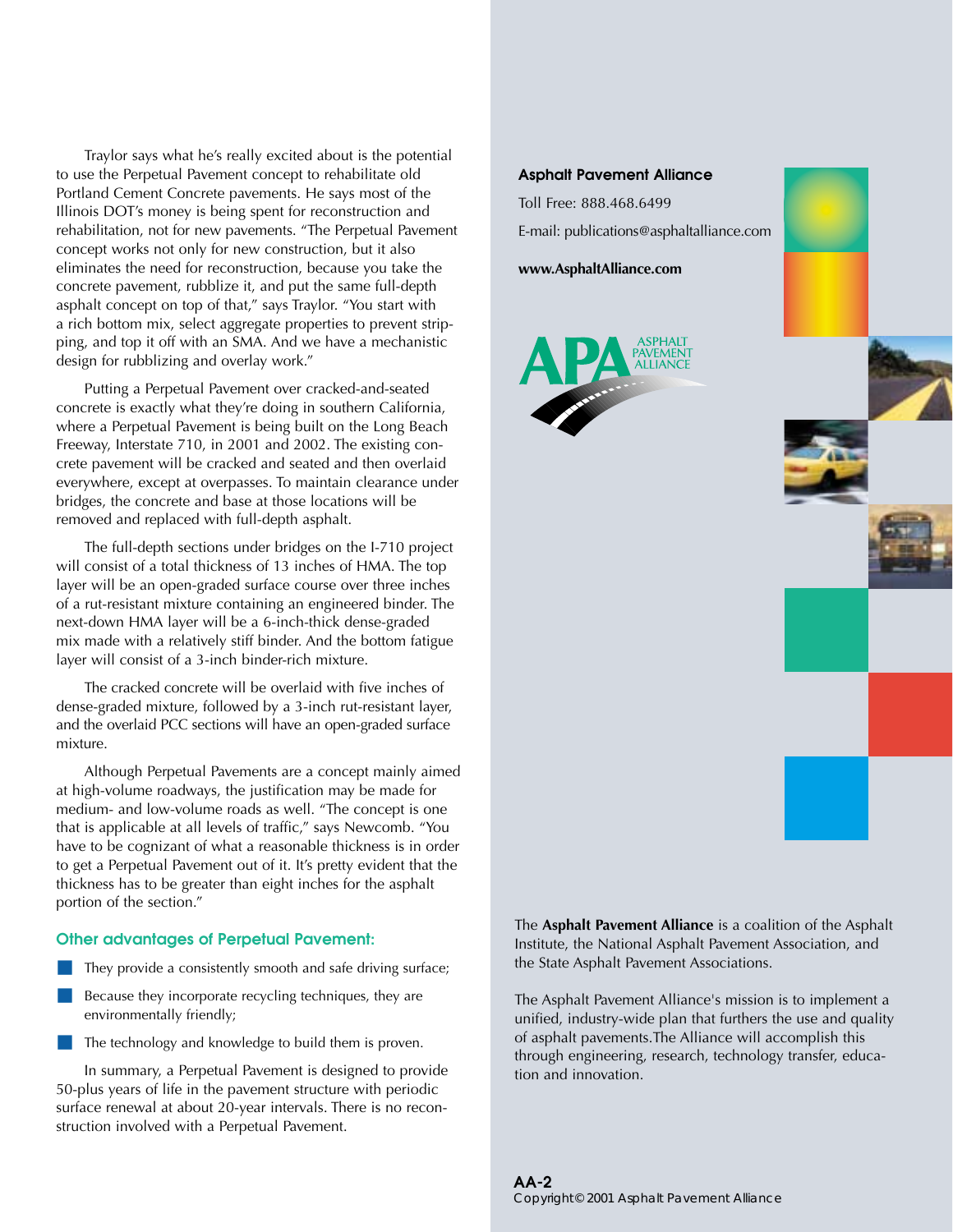Traylor says what he's really excited about is the potential to use the Perpetual Pavement concept to rehabilitate old Portland Cement Concrete pavements. He says most of the Illinois DOT's money is being spent for reconstruction and rehabilitation, not for new pavements. "The Perpetual Pavement concept works not only for new construction, but it also eliminates the need for reconstruction, because you take the concrete pavement, rubblize it, and put the same full-depth asphalt concept on top of that," says Traylor. "You start with a rich bottom mix, select aggregate properties to prevent stripping, and top it off with an SMA. And we have a mechanistic design for rubblizing and overlay work."

Putting a Perpetual Pavement over cracked-and-seated concrete is exactly what they're doing in southern California, where a Perpetual Pavement is being built on the Long Beach Freeway, Interstate 710, in 2001 and 2002. The existing concrete pavement will be cracked and seated and then overlaid everywhere, except at overpasses. To maintain clearance under bridges, the concrete and base at those locations will be removed and replaced with full-depth asphalt.

The full-depth sections under bridges on the I-710 project will consist of a total thickness of 13 inches of HMA. The top layer will be an open-graded surface course over three inches of a rut-resistant mixture containing an engineered binder. The next-down HMA layer will be a 6-inch-thick dense-graded mix made with a relatively stiff binder. And the bottom fatigue layer will consist of a 3-inch binder-rich mixture.

The cracked concrete will be overlaid with five inches of dense-graded mixture, followed by a 3-inch rut-resistant layer, and the overlaid PCC sections will have an open-graded surface mixture.

Although Perpetual Pavements are a concept mainly aimed at high-volume roadways, the justification may be made for medium- and low-volume roads as well. "The concept is one that is applicable at all levels of traffic," says Newcomb. "You have to be cognizant of what a reasonable thickness is in order to get a Perpetual Pavement out of it. It's pretty evident that the thickness has to be greater than eight inches for the asphalt portion of the section."

### Other advantages of Perpetual Pavement:

- They provide a consistently smooth and safe driving surface;
- Because they incorporate recycling techniques, they are environmentally friendly;
- The technology and knowledge to build them is proven.

In summary, a Perpetual Pavement is designed to provide 50-plus years of life in the pavement structure with periodic surface renewal at about 20-year intervals. There is no reconstruction involved with a Perpetual Pavement.

**Asphalt Pavement Alliance**

Toll Free: 888.468.6499

E-mail: publications@asphaltalliance.com

**www.AsphaltAlliance.com**

APA ASPHALT PAVEMENT ALLIANCE

The **Asphalt Pavement Alliance** is a coalition of the Asphalt Institute, the National Asphalt Pavement Association, and the State Asphalt Pavement Associations.

The Asphalt Pavement Alliance's mission is to implement a unified, industry-wide plan that furthers the use and quality of asphalt pavements.The Alliance will accomplish this through engineering, research, technology transfer, education and innovation.

Copyright© 2001 Asphalt Pavement Alliance